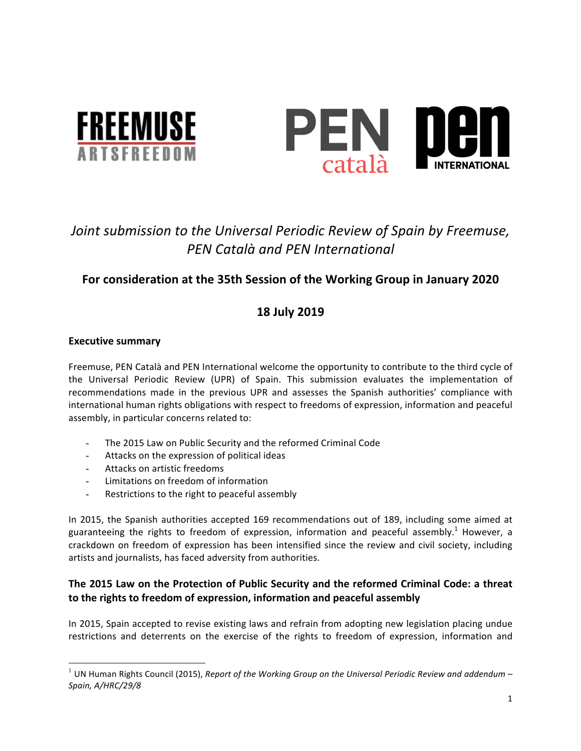*Joint submission to the Universal Periodic Review of Spain by Freemuse, PEN Català and PEN International*

**For consideration at the 35th Session of the Working Group in January 2020**

**18 July 2019**

**Executive summary**

Freemuse, PEN Català and PEN International welcome the opportunity to contribute to the third cycle of the Universal Periodic Review (UPR) of Spain. This submission evaluates the implementation of recommendations made in the previous UPR and assesses the Spanish authorities' compliance with international human rights obligations with respect to freedoms of expression, information and peaceful assembly, in particular concerns related to:

- The 2015 Law on Public Security and the reformed Criminal Code
- Attacks on the expression of political ideas
- Attacks on artistic freedoms
- Limitations on freedom of information
- Restrictions to the right to peaceful assembly

In 2015, the Spanish authorities accepted 169 recommendations out of 189, including some aimed at guaranteeing the rights to freedom of expression, information and peaceful assembly.[1] However, a crackdown on freedom of expression has been intensified since the review and civil society, including artists and journalists, has faced adversity from authorities.

## The 2015 Law on the Protection of Public Security and the reformed Criminal Code: a threat to the rights to freedom of expression, information and peaceful assembly

In 2015, Spain accepted to revise existing laws and refrain from adopting new legislation placing undue restrictions and deterrents on the exercise of the rights to freedom of expression, information and

[1] UN Human Rights Council (2015), *Report of the Working Group on the Universal Periodic Review and addendum – Spain, A/HRC/29/8*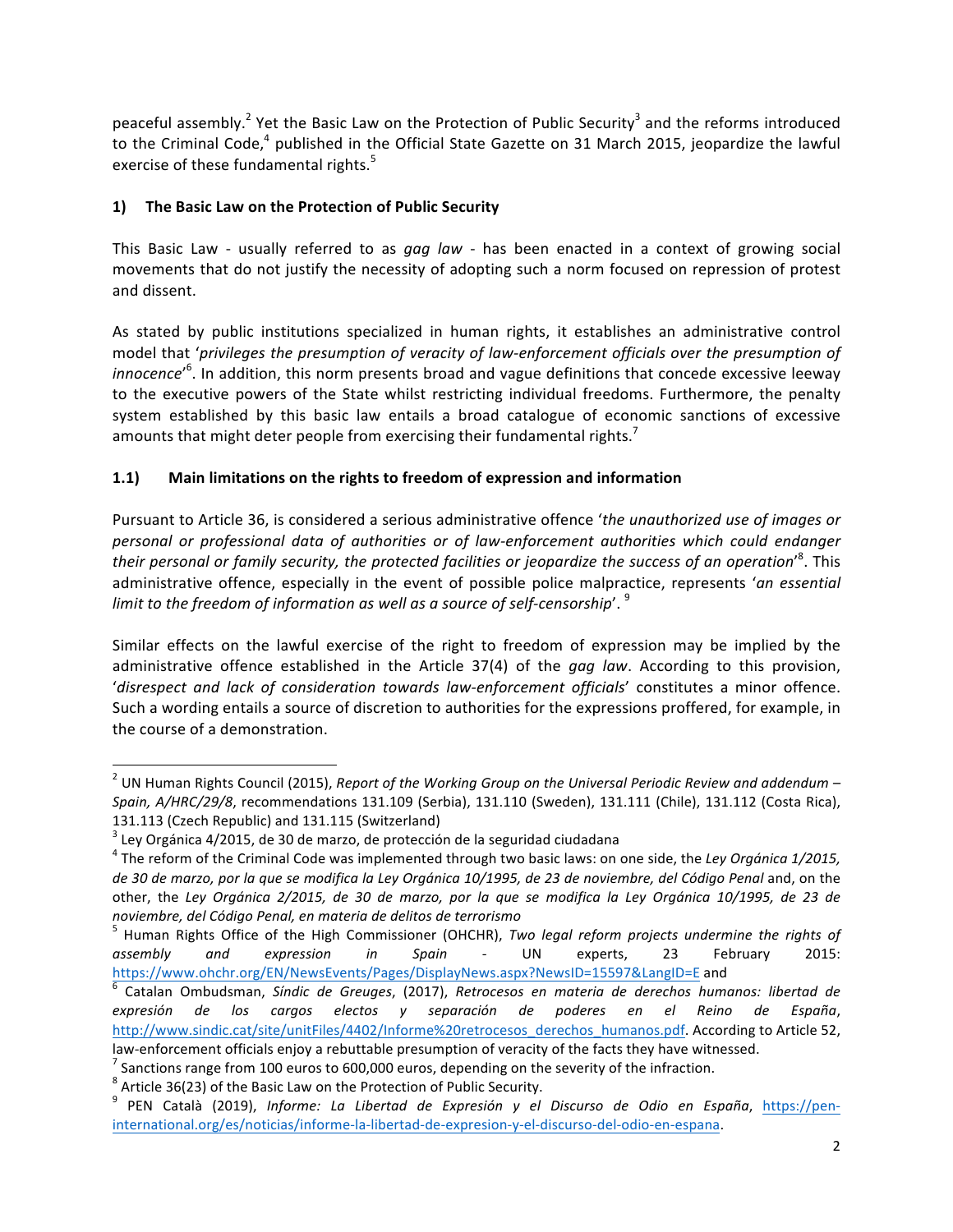peaceful assembly.[2] Yet the Basic Law on the Protection of Public Security[3] and the reforms introduced to the Criminal Code,[4] published in the Official State Gazette on 31 March 2015, jeopardize the lawful exercise of these fundamental rights.[5]

## 1) The Basic Law on the Protection of Public Security

This Basic Law - usually referred to as *gag law* - has been enacted in a context of growing social movements that do not justify the necessity of adopting such a norm focused on repression of protest and dissent.

As stated by public institutions specialized in human rights, it establishes an administrative control model that '*privileges the presumption of veracity of law-enforcement officials over the presumption of innocence*'[6]. In addition, this norm presents broad and vague definitions that concede excessive leeway to the executive powers of the State whilst restricting individual freedoms. Furthermore, the penalty system established by this basic law entails a broad catalogue of economic sanctions of excessive amounts that might deter people from exercising their fundamental rights.[7]

### 1.1) Main limitations on the rights to freedom of expression and information

Pursuant to Article 36, is considered a serious administrative offence '*the unauthorized use of images or personal or professional data of authorities or of law-enforcement authorities which could endanger their personal or family security, the protected facilities or jeopardize the success of an operation*'[8]. This administrative offence, especially in the event of possible police malpractice, represents '*an essential limit to the freedom of information as well as a source of self-censorship*'.[9]

Similar effects on the lawful exercise of the right to freedom of expression may be implied by the administrative offence established in the Article 37(4) of the *gag law*. According to this provision, '*disrespect and lack of consideration towards law-enforcement officials*' constitutes a minor offence. Such a wording entails a source of discretion to authorities for the expressions proffered, for example, in the course of a demonstration.

---

[2] UN Human Rights Council (2015), *Report of the Working Group on the Universal Periodic Review and addendum – Spain, A/HRC/29/8*, recommendations 131.109 (Serbia), 131.110 (Sweden), 131.111 (Chile), 131.112 (Costa Rica), 131.113 (Czech Republic) and 131.115 (Switzerland)

[3] Ley Orgánica 4/2015, de 30 de marzo, de protección de la seguridad ciudadana

[4] The reform of the Criminal Code was implemented through two basic laws: on one side, the *Ley Orgánica 1/2015, de 30 de marzo, por la que se modifica la Ley Orgánica 10/1995, de 23 de noviembre, del Código Penal* and, on the other, the *Ley Orgánica 2/2015, de 30 de marzo, por la que se modifica la Ley Orgánica 10/1995, de 23 de noviembre, del Código Penal, en materia de delitos de terrorismo*

[5] Human Rights Office of the High Commissioner (OHCHR), *Two legal reform projects undermine the rights of assembly and expression in Spain* - UN experts, 23 February 2015: https://www.ohchr.org/EN/NewsEvents/Pages/DisplayNews.aspx?NewsID=15597&LangID=E and

[6] Catalan Ombudsman, *Síndic de Greuges*, (2017), *Retrocesos en materia de derechos humanos: libertad de expresión de los cargos electos y separación de poderes en el Reino de España*, http://www.sindic.cat/site/unitFiles/4402/Informe%20retrocesos_derechos_humanos.pdf. According to Article 52, law-enforcement officials enjoy a rebuttable presumption of veracity of the facts they have witnessed.

[7] Sanctions range from 100 euros to 600,000 euros, depending on the severity of the infraction.

[8] Article 36(23) of the Basic Law on the Protection of Public Security.

[9] PEN Català (2019), *Informe: La Libertad de Expresión y el Discurso de Odio en España*, https://pen-international.org/es/noticias/informe-la-libertad-de-expresion-y-el-discurso-del-odio-en-espana.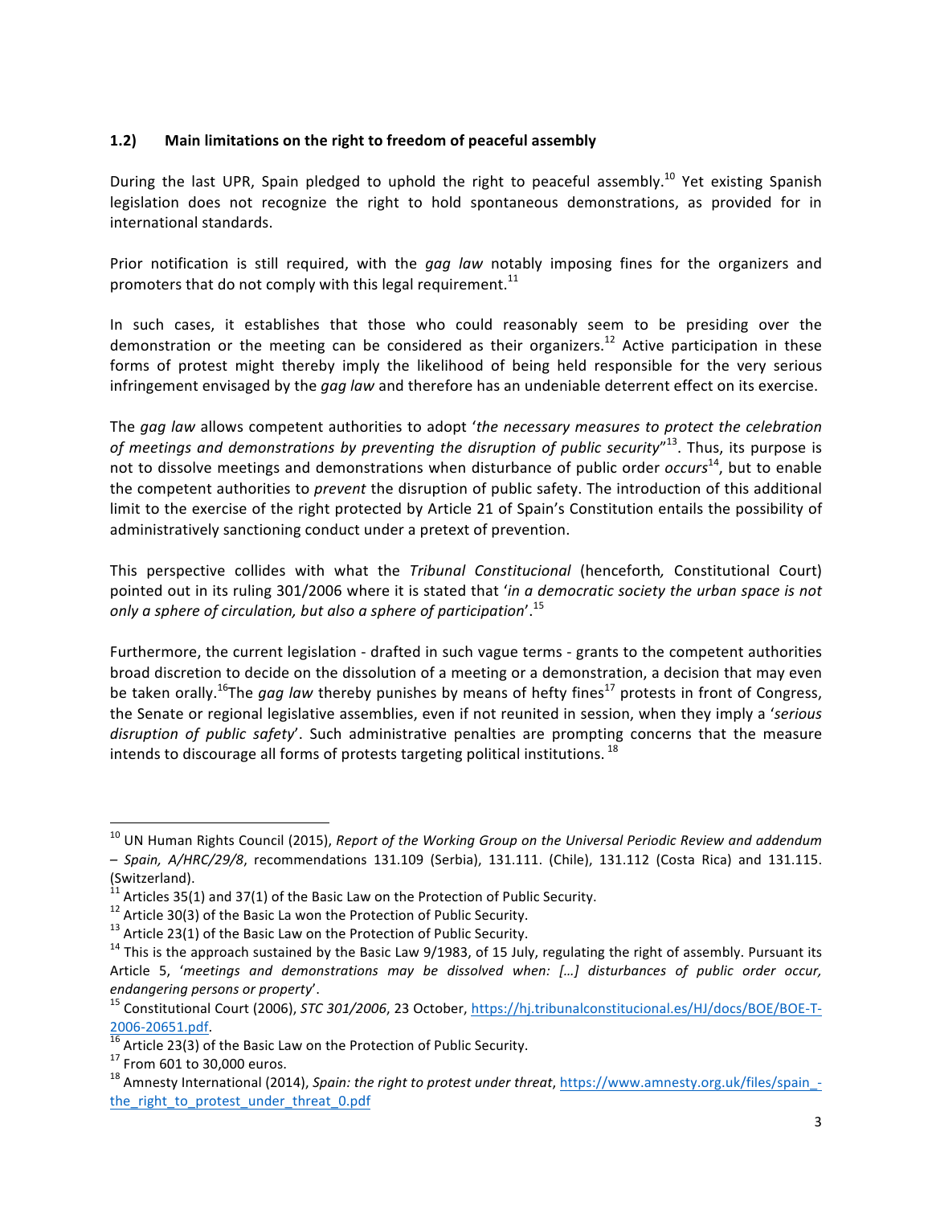### 1.2) Main limitations on the right to freedom of peaceful assembly

During the last UPR, Spain pledged to uphold the right to peaceful assembly.[10] Yet existing Spanish legislation does not recognize the right to hold spontaneous demonstrations, as provided for in international standards.

Prior notification is still required, with the *gag law* notably imposing fines for the organizers and promoters that do not comply with this legal requirement.[11]

In such cases, it establishes that those who could reasonably seem to be presiding over the demonstration or the meeting can be considered as their organizers.[12] Active participation in these forms of protest might thereby imply the likelihood of being held responsible for the very serious infringement envisaged by the *gag law* and therefore has an undeniable deterrent effect on its exercise.

The *gag law* allows competent authorities to adopt '*the necessary measures to protect the celebration of meetings and demonstrations by preventing the disruption of public security*"[13]. Thus, its purpose is not to dissolve meetings and demonstrations when disturbance of public order *occurs*[14], but to enable the competent authorities to *prevent* the disruption of public safety. The introduction of this additional limit to the exercise of the right protected by Article 21 of Spain's Constitution entails the possibility of administratively sanctioning conduct under a pretext of prevention.

This perspective collides with what the *Tribunal Constitucional* (henceforth*,* Constitutional Court) pointed out in its ruling 301/2006 where it is stated that '*in a democratic society the urban space is not only a sphere of circulation, but also a sphere of participation*'.[15]

Furthermore, the current legislation - drafted in such vague terms - grants to the competent authorities broad discretion to decide on the dissolution of a meeting or a demonstration, a decision that may even be taken orally.[16]The *gag law* thereby punishes by means of hefty fines[17] protests in front of Congress, the Senate or regional legislative assemblies, even if not reunited in session, when they imply a '*serious disruption of public safety*'. Such administrative penalties are prompting concerns that the measure intends to discourage all forms of protests targeting political institutions. [18]

---

[10] UN Human Rights Council (2015), *Report of the Working Group on the Universal Periodic Review and addendum – Spain, A/HRC/29/8*, recommendations 131.109 (Serbia), 131.111. (Chile), 131.112 (Costa Rica) and 131.115. (Switzerland).

[11] Articles 35(1) and 37(1) of the Basic Law on the Protection of Public Security.

[12] Article 30(3) of the Basic La won the Protection of Public Security.

[13] Article 23(1) of the Basic Law on the Protection of Public Security.

[14] This is the approach sustained by the Basic Law 9/1983, of 15 July, regulating the right of assembly. Pursuant its Article 5, '*meetings and demonstrations may be dissolved when: […] disturbances of public order occur, endangering persons or property*'.

[15] Constitutional Court (2006), *STC 301/2006*, 23 October, https://hj.tribunalconstitucional.es/HJ/docs/BOE/BOE-T-2006-20651.pdf.

[16] Article 23(3) of the Basic Law on the Protection of Public Security.

[17] From 601 to 30,000 euros.

[18] Amnesty International (2014), *Spain: the right to protest under threat*, https://www.amnesty.org.uk/files/spain_-the_right_to_protest_under_threat_0.pdf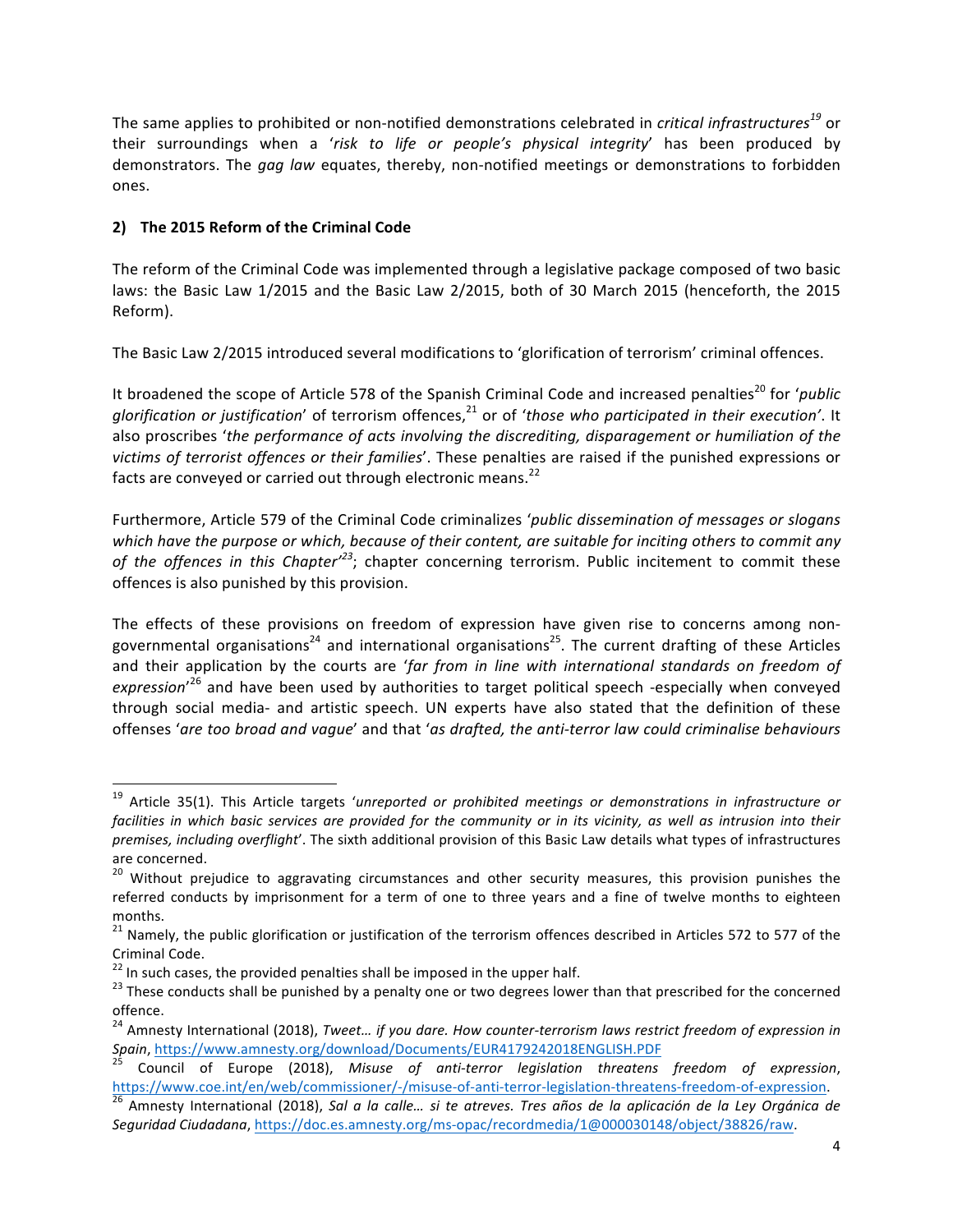The same applies to prohibited or non-notified demonstrations celebrated in *critical infrastructures*[19] or their surroundings when a '*risk to life or people's physical integrity*' has been produced by demonstrators. The *gag law* equates, thereby, non-notified meetings or demonstrations to forbidden ones.

## 2) The 2015 Reform of the Criminal Code

The reform of the Criminal Code was implemented through a legislative package composed of two basic laws: the Basic Law 1/2015 and the Basic Law 2/2015, both of 30 March 2015 (henceforth, the 2015 Reform).

The Basic Law 2/2015 introduced several modifications to 'glorification of terrorism' criminal offences.

It broadened the scope of Article 578 of the Spanish Criminal Code and increased penalties[20] for '*public glorification or justification*' of terrorism offences,[21] or of '*those who participated in their execution'*. It also proscribes '*the performance of acts involving the discrediting, disparagement or humiliation of the victims of terrorist offences or their families*'. These penalties are raised if the punished expressions or facts are conveyed or carried out through electronic means.[22]

Furthermore, Article 579 of the Criminal Code criminalizes '*public dissemination of messages or slogans which have the purpose or which, because of their content, are suitable for inciting others to commit any of the offences in this Chapter*'[23]; chapter concerning terrorism. Public incitement to commit these offences is also punished by this provision.

The effects of these provisions on freedom of expression have given rise to concerns among non-governmental organisations[24] and international organisations[25]. The current drafting of these Articles and their application by the courts are '*far from in line with international standards on freedom of expression*'[26] and have been used by authorities to target political speech -especially when conveyed through social media- and artistic speech. UN experts have also stated that the definition of these offenses '*are too broad and vague*' and that '*as drafted, the anti-terror law could criminalise behaviours*

---

[19] Article 35(1). This Article targets '*unreported or prohibited meetings or demonstrations in infrastructure or facilities in which basic services are provided for the community or in its vicinity, as well as intrusion into their premises, including overflight*'. The sixth additional provision of this Basic Law details what types of infrastructures are concerned.

[20] Without prejudice to aggravating circumstances and other security measures, this provision punishes the referred conducts by imprisonment for a term of one to three years and a fine of twelve months to eighteen months.

[21] Namely, the public glorification or justification of the terrorism offences described in Articles 572 to 577 of the Criminal Code.

[22] In such cases, the provided penalties shall be imposed in the upper half.

[23] These conducts shall be punished by a penalty one or two degrees lower than that prescribed for the concerned offence.

[24] Amnesty International (2018), *Tweet… if you dare. How counter-terrorism laws restrict freedom of expression in Spain*, https://www.amnesty.org/download/Documents/EUR4179242018ENGLISH.PDF

[25] Council of Europe (2018), *Misuse of anti-terror legislation threatens freedom of expression*, https://www.coe.int/en/web/commissioner/-/misuse-of-anti-terror-legislation-threatens-freedom-of-expression.

[26] Amnesty International (2018), *Sal a la calle… si te atreves. Tres años de la aplicación de la Ley Orgánica de Seguridad Ciudadana*, https://doc.es.amnesty.org/ms-opac/recordmedia/1@000030148/object/38826/raw.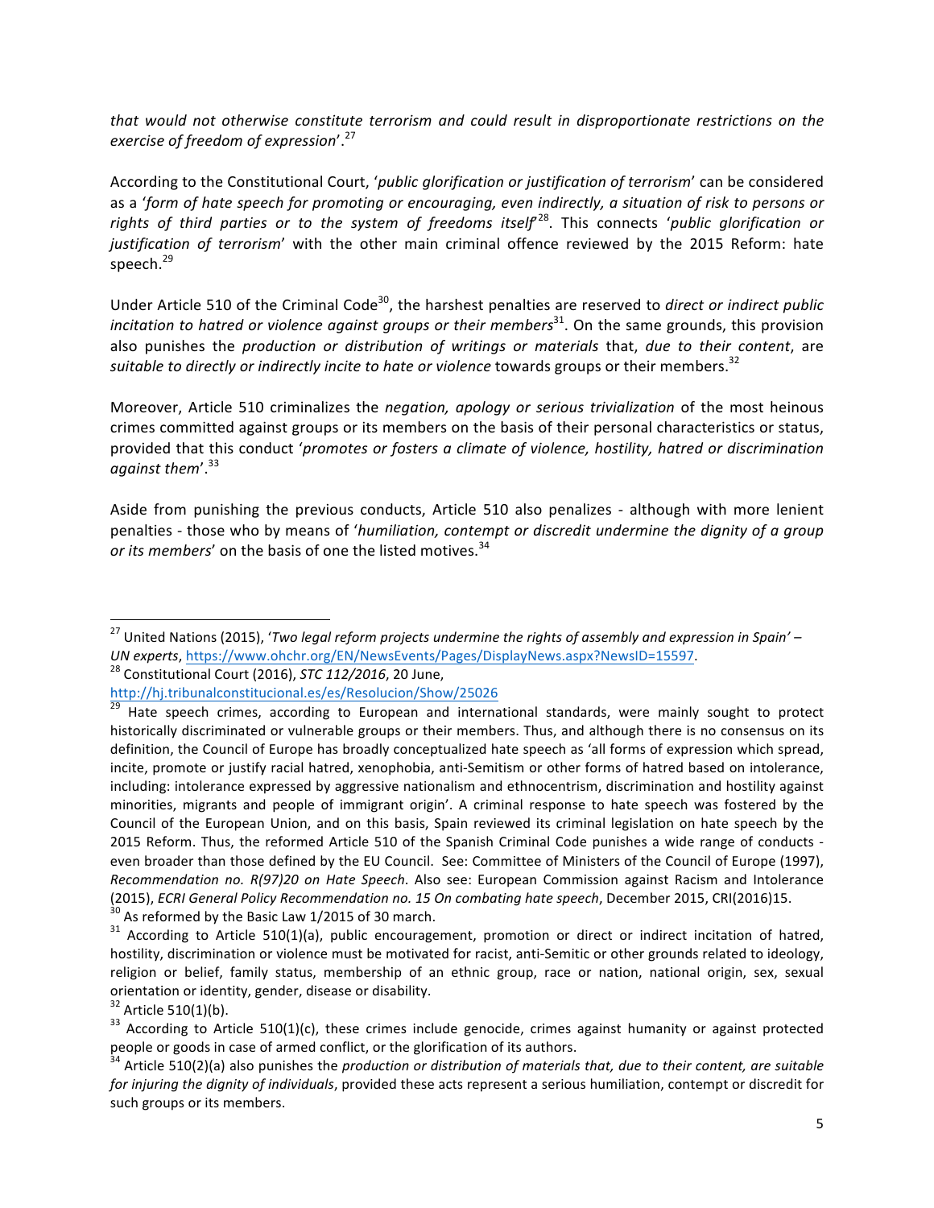*that would not otherwise constitute terrorism and could result in disproportionate restrictions on the exercise of freedom of expression*'.[27]

According to the Constitutional Court, '*public glorification or justification of terrorism*' can be considered as a '*form of hate speech for promoting or encouraging, even indirectly, a situation of risk to persons or rights of third parties or to the system of freedoms itself*'[28]. This connects '*public glorification or justification of terrorism*' with the other main criminal offence reviewed by the 2015 Reform: hate speech.[29]

Under Article 510 of the Criminal Code[30], the harshest penalties are reserved to *direct or indirect public incitation to hatred or violence against groups or their members*[31]. On the same grounds, this provision also punishes the *production or distribution of writings or materials* that, *due to their content*, are *suitable to directly or indirectly incite to hate or violence* towards groups or their members.[32]

Moreover, Article 510 criminalizes the *negation, apology or serious trivialization* of the most heinous crimes committed against groups or its members on the basis of their personal characteristics or status, provided that this conduct '*promotes or fosters a climate of violence, hostility, hatred or discrimination against them*'.[33]

Aside from punishing the previous conducts, Article 510 also penalizes - although with more lenient penalties - those who by means of '*humiliation, contempt or discredit undermine the dignity of a group or its members*' on the basis of one the listed motives.[34]

---

[27] United Nations (2015), '*Two legal reform projects undermine the rights of assembly and expression in Spain' – UN experts*, https://www.ohchr.org/EN/NewsEvents/Pages/DisplayNews.aspx?NewsID=15597.

[28] Constitutional Court (2016), *STC 112/2016*, 20 June, http://hj.tribunalconstitucional.es/es/Resolucion/Show/25026

[29] Hate speech crimes, according to European and international standards, were mainly sought to protect historically discriminated or vulnerable groups or their members. Thus, and although there is no consensus on its definition, the Council of Europe has broadly conceptualized hate speech as 'all forms of expression which spread, incite, promote or justify racial hatred, xenophobia, anti-Semitism or other forms of hatred based on intolerance, including: intolerance expressed by aggressive nationalism and ethnocentrism, discrimination and hostility against minorities, migrants and people of immigrant origin'. A criminal response to hate speech was fostered by the Council of the European Union, and on this basis, Spain reviewed its criminal legislation on hate speech by the 2015 Reform. Thus, the reformed Article 510 of the Spanish Criminal Code punishes a wide range of conducts - even broader than those defined by the EU Council. See: Committee of Ministers of the Council of Europe (1997), *Recommendation no. R(97)20 on Hate Speech*. Also see: European Commission against Racism and Intolerance (2015), *ECRI General Policy Recommendation no. 15 On combating hate speech*, December 2015, CRI(2016)15.

[30] As reformed by the Basic Law 1/2015 of 30 march.

[31] According to Article 510(1)(a), public encouragement, promotion or direct or indirect incitation of hatred, hostility, discrimination or violence must be motivated for racist, anti-Semitic or other grounds related to ideology, religion or belief, family status, membership of an ethnic group, race or nation, national origin, sex, sexual orientation or identity, gender, disease or disability.

[32] Article 510(1)(b).

[33] According to Article 510(1)(c), these crimes include genocide, crimes against humanity or against protected people or goods in case of armed conflict, or the glorification of its authors.

[34] Article 510(2)(a) also punishes the *production or distribution of materials that, due to their content, are suitable for injuring the dignity of individuals*, provided these acts represent a serious humiliation, contempt or discredit for such groups or its members.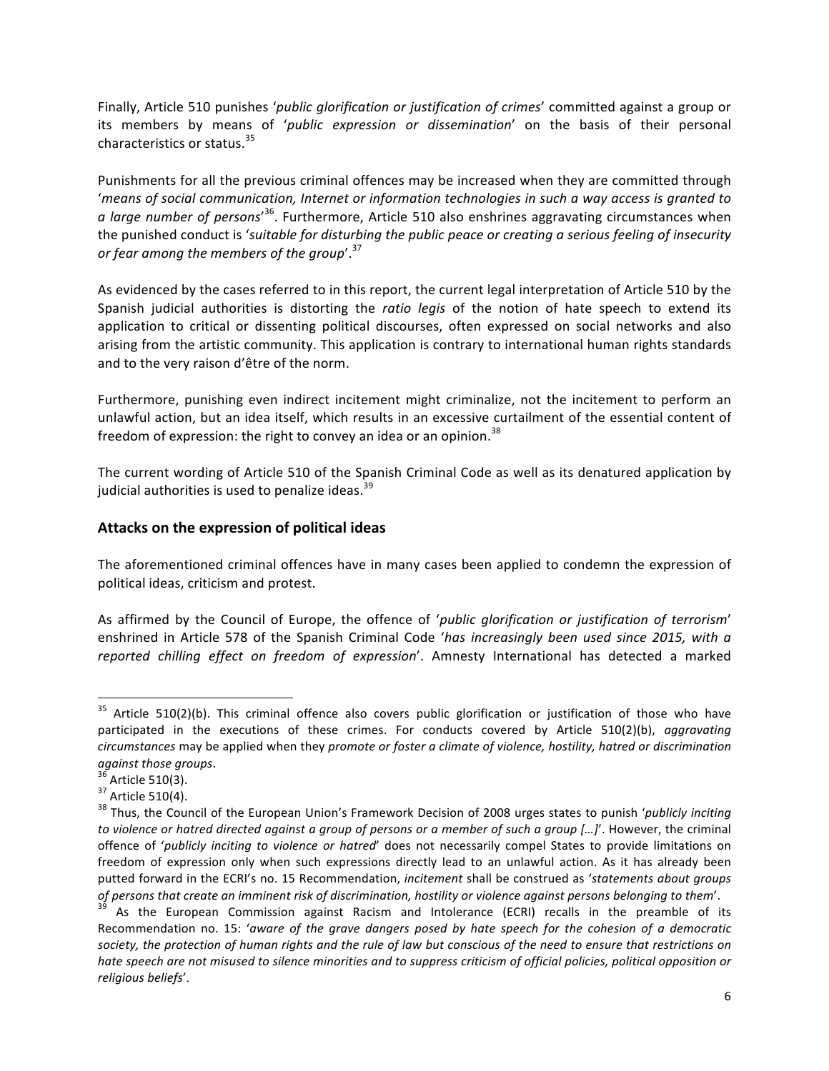Finally, Article 510 punishes '*public glorification or justification of crimes*' committed against a group or its members by means of '*public expression or dissemination*' on the basis of their personal characteristics or status.[35]

Punishments for all the previous criminal offences may be increased when they are committed through '*means of social communication, Internet or information technologies in such a way access is granted to a large number of persons*'[36]. Furthermore, Article 510 also enshrines aggravating circumstances when the punished conduct is '*suitable for disturbing the public peace or creating a serious feeling of insecurity or fear among the members of the group*'.[37]

As evidenced by the cases referred to in this report, the current legal interpretation of Article 510 by the Spanish judicial authorities is distorting the *ratio legis* of the notion of hate speech to extend its application to critical or dissenting political discourses, often expressed on social networks and also arising from the artistic community. This application is contrary to international human rights standards and to the very raison d'être of the norm.

Furthermore, punishing even indirect incitement might criminalize, not the incitement to perform an unlawful action, but an idea itself, which results in an excessive curtailment of the essential content of freedom of expression: the right to convey an idea or an opinion.[38]

The current wording of Article 510 of the Spanish Criminal Code as well as its denatured application by judicial authorities is used to penalize ideas.[39]

## Attacks on the expression of political ideas

The aforementioned criminal offences have in many cases been applied to condemn the expression of political ideas, criticism and protest.

As affirmed by the Council of Europe, the offence of '*public glorification or justification of terrorism*' enshrined in Article 578 of the Spanish Criminal Code '*has increasingly been used since 2015, with a reported chilling effect on freedom of expression*'. Amnesty International has detected a marked

---

[35] Article 510(2)(b). This criminal offence also covers public glorification or justification of those who have participated in the executions of these crimes. For conducts covered by Article 510(2)(b), *aggravating circumstances* may be applied when they *promote or foster a climate of violence, hostility, hatred or discrimination against those groups*.

[36] Article 510(3).

[37] Article 510(4).

[38] Thus, the Council of the European Union's Framework Decision of 2008 urges states to punish '*publicly inciting to violence or hatred directed against a group of persons or a member of such a group […]*'. However, the criminal offence of '*publicly inciting to violence or hatred*' does not necessarily compel States to provide limitations on freedom of expression only when such expressions directly lead to an unlawful action. As it has already been putted forward in the ECRI's no. 15 Recommendation, *incitement* shall be construed as '*statements about groups of persons that create an imminent risk of discrimination, hostility or violence against persons belonging to them*'.

[39] As the European Commission against Racism and Intolerance (ECRI) recalls in the preamble of its Recommendation no. 15: '*aware of the grave dangers posed by hate speech for the cohesion of a democratic society, the protection of human rights and the rule of law but conscious of the need to ensure that restrictions on hate speech are not misused to silence minorities and to suppress criticism of official policies, political opposition or religious beliefs*'.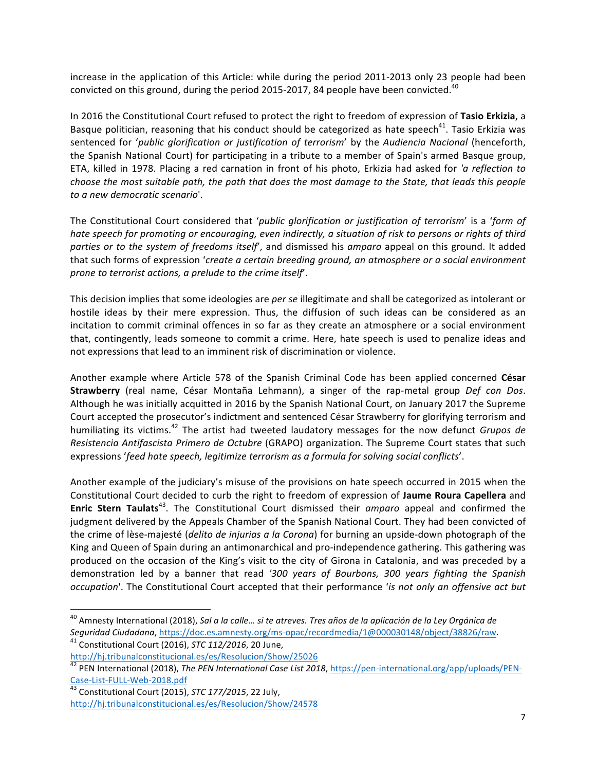increase in the application of this Article: while during the period 2011-2013 only 23 people had been convicted on this ground, during the period 2015-2017, 84 people have been convicted.[40]

In 2016 the Constitutional Court refused to protect the right to freedom of expression of **Tasio Erkizia**, a Basque politician, reasoning that his conduct should be categorized as hate speech[41]. Tasio Erkizia was sentenced for '*public glorification or justification of terrorism*' by the *Audiencia Nacional* (henceforth, the Spanish National Court) for participating in a tribute to a member of Spain's armed Basque group, ETA, killed in 1978. Placing a red carnation in front of his photo, Erkizia had asked for '*a reflection to choose the most suitable path, the path that does the most damage to the State, that leads this people to a new democratic scenario*'.

The Constitutional Court considered that '*public glorification or justification of terrorism*' is a '*form of hate speech for promoting or encouraging, even indirectly, a situation of risk to persons or rights of third parties or to the system of freedoms itself*', and dismissed his *amparo* appeal on this ground. It added that such forms of expression '*create a certain breeding ground, an atmosphere or a social environment prone to terrorist actions, a prelude to the crime itself*'.

This decision implies that some ideologies are *per se* illegitimate and shall be categorized as intolerant or hostile ideas by their mere expression. Thus, the diffusion of such ideas can be considered as an incitation to commit criminal offences in so far as they create an atmosphere or a social environment that, contingently, leads someone to commit a crime. Here, hate speech is used to penalize ideas and not expressions that lead to an imminent risk of discrimination or violence.

Another example where Article 578 of the Spanish Criminal Code has been applied concerned **César Strawberry** (real name, César Montaña Lehmann), a singer of the rap-metal group *Def con Dos*. Although he was initially acquitted in 2016 by the Spanish National Court, on January 2017 the Supreme Court accepted the prosecutor's indictment and sentenced César Strawberry for glorifying terrorism and humiliating its victims.[42] The artist had tweeted laudatory messages for the now defunct *Grupos de Resistencia Antifascista Primero de Octubre* (GRAPO) organization. The Supreme Court states that such expressions '*feed hate speech, legitimize terrorism as a formula for solving social conflicts*'.

Another example of the judiciary's misuse of the provisions on hate speech occurred in 2015 when the Constitutional Court decided to curb the right to freedom of expression of **Jaume Roura Capellera** and **Enric Stern Taulats**[43]. The Constitutional Court dismissed their *amparo* appeal and confirmed the judgment delivered by the Appeals Chamber of the Spanish National Court. They had been convicted of the crime of lèse-majesté (*delito de injurias a la Corona*) for burning an upside-down photograph of the King and Queen of Spain during an antimonarchical and pro-independence gathering. This gathering was produced on the occasion of the King's visit to the city of Girona in Catalonia, and was preceded by a demonstration led by a banner that read '*300 years of Bourbons, 300 years fighting the Spanish occupation*'. The Constitutional Court accepted that their performance '*is not only an offensive act but*

---

[40] Amnesty International (2018), *Sal a la calle… si te atreves. Tres años de la aplicación de la Ley Orgánica de Seguridad Ciudadana*, https://doc.es.amnesty.org/ms-opac/recordmedia/1@000030148/object/38826/raw.

[41] Constitutional Court (2016), *STC 112/2016*, 20 June, http://hj.tribunalconstitucional.es/es/Resolucion/Show/25026

[42] PEN International (2018), *The PEN International Case List 2018*, https://pen-international.org/app/uploads/PEN-Case-List-FULL-Web-2018.pdf

[43] Constitutional Court (2015), *STC 177/2015*, 22 July, http://hj.tribunalconstitucional.es/es/Resolucion/Show/24578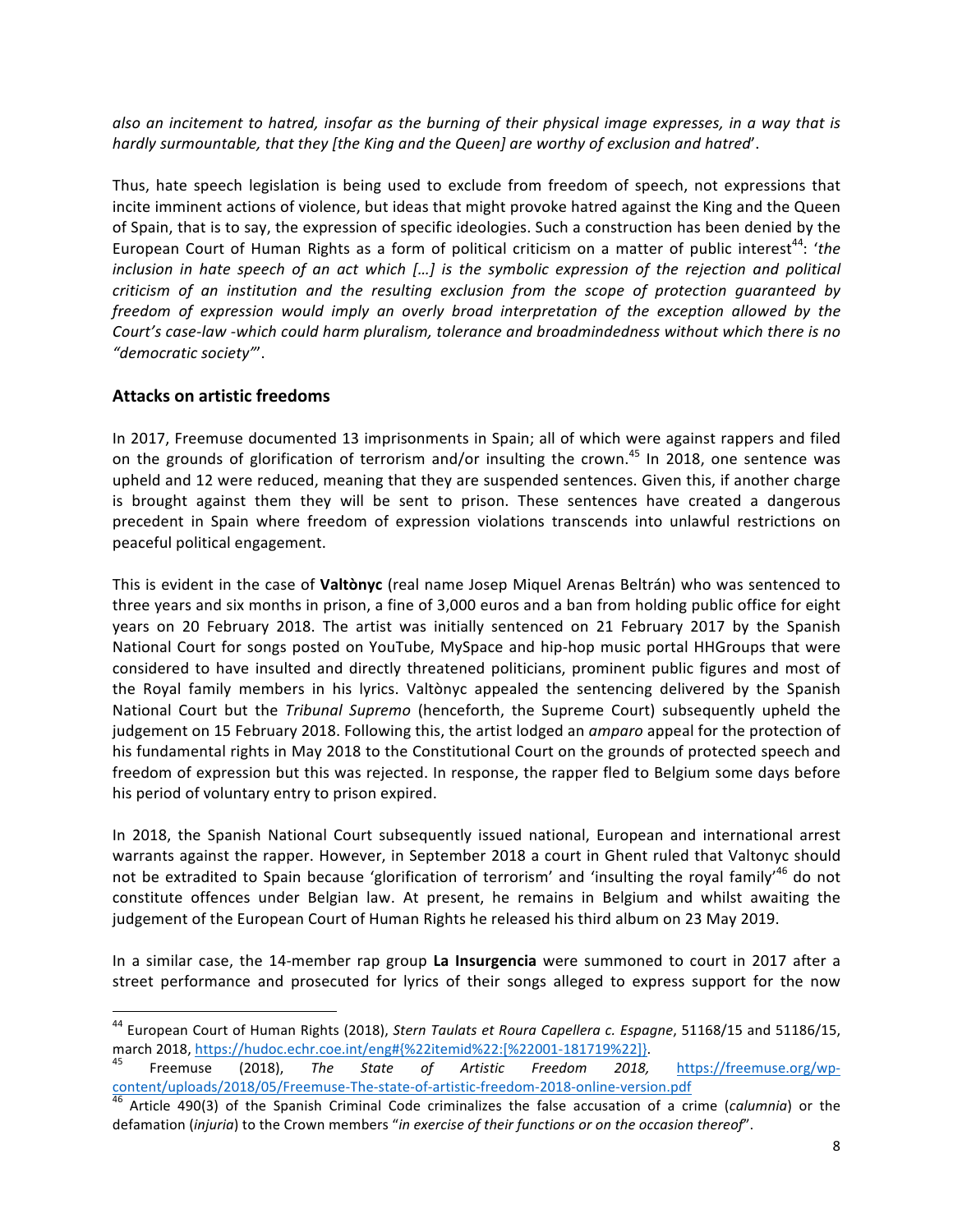*also an incitement to hatred, insofar as the burning of their physical image expresses, in a way that is hardly surmountable, that they [the King and the Queen] are worthy of exclusion and hatred*'.

Thus, hate speech legislation is being used to exclude from freedom of speech, not expressions that incite imminent actions of violence, but ideas that might provoke hatred against the King and the Queen of Spain, that is to say, the expression of specific ideologies. Such a construction has been denied by the European Court of Human Rights as a form of political criticism on a matter of public interest[44]: '*the inclusion in hate speech of an act which […] is the symbolic expression of the rejection and political criticism of an institution and the resulting exclusion from the scope of protection guaranteed by freedom of expression would imply an overly broad interpretation of the exception allowed by the Court's case-law -which could harm pluralism, tolerance and broadmindedness without which there is no "democratic society"*'.

## Attacks on artistic freedoms

In 2017, Freemuse documented 13 imprisonments in Spain; all of which were against rappers and filed on the grounds of glorification of terrorism and/or insulting the crown.[45] In 2018, one sentence was upheld and 12 were reduced, meaning that they are suspended sentences. Given this, if another charge is brought against them they will be sent to prison. These sentences have created a dangerous precedent in Spain where freedom of expression violations transcends into unlawful restrictions on peaceful political engagement.

This is evident in the case of **Valtònyc** (real name Josep Miquel Arenas Beltrán) who was sentenced to three years and six months in prison, a fine of 3,000 euros and a ban from holding public office for eight years on 20 February 2018. The artist was initially sentenced on 21 February 2017 by the Spanish National Court for songs posted on YouTube, MySpace and hip-hop music portal HHGroups that were considered to have insulted and directly threatened politicians, prominent public figures and most of the Royal family members in his lyrics. Valtònyc appealed the sentencing delivered by the Spanish National Court but the *Tribunal Supremo* (henceforth, the Supreme Court) subsequently upheld the judgement on 15 February 2018. Following this, the artist lodged an *amparo* appeal for the protection of his fundamental rights in May 2018 to the Constitutional Court on the grounds of protected speech and freedom of expression but this was rejected. In response, the rapper fled to Belgium some days before his period of voluntary entry to prison expired.

In 2018, the Spanish National Court subsequently issued national, European and international arrest warrants against the rapper. However, in September 2018 a court in Ghent ruled that Valtonyc should not be extradited to Spain because 'glorification of terrorism' and 'insulting the royal family'[46] do not constitute offences under Belgian law. At present, he remains in Belgium and whilst awaiting the judgement of the European Court of Human Rights he released his third album on 23 May 2019.

In a similar case, the 14-member rap group **La Insurgencia** were summoned to court in 2017 after a street performance and prosecuted for lyrics of their songs alleged to express support for the now

---

[44] European Court of Human Rights (2018), *Stern Taulats et Roura Capellera c. Espagne*, 51168/15 and 51186/15, march 2018, https://hudoc.echr.coe.int/eng#{%22itemid%22:[%22001-181719%22]}.

[45] Freemuse (2018), *The State of Artistic Freedom 2018,* https://freemuse.org/wp-content/uploads/2018/05/Freemuse-The-state-of-artistic-freedom-2018-online-version.pdf

[46] Article 490(3) of the Spanish Criminal Code criminalizes the false accusation of a crime (*calumnia*) or the defamation (*injuria*) to the Crown members "*in exercise of their functions or on the occasion thereof*".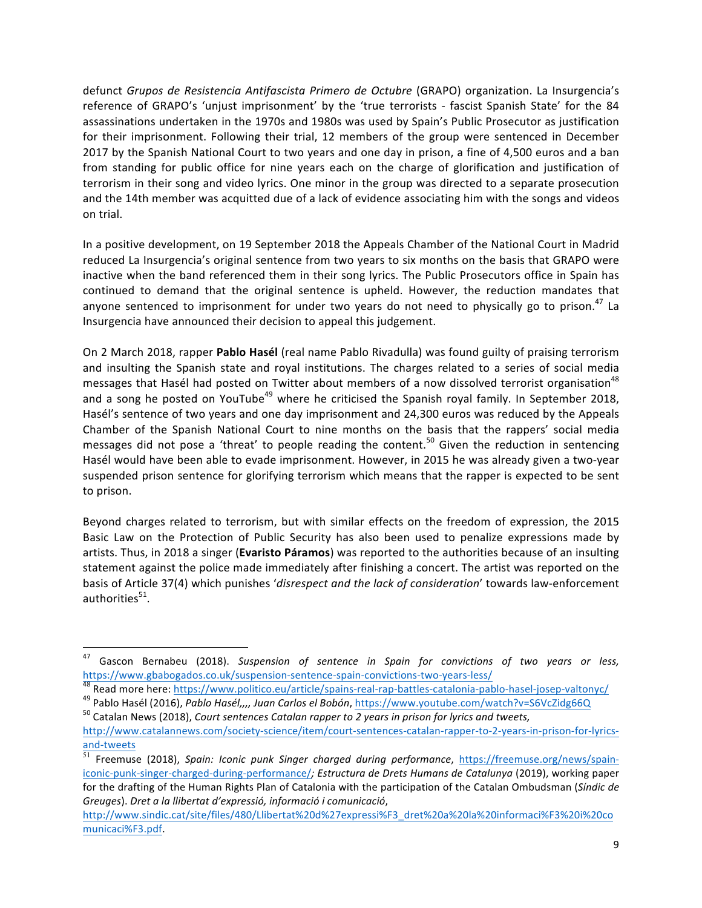defunct *Grupos de Resistencia Antifascista Primero de Octubre* (GRAPO) organization. La Insurgencia's reference of GRAPO's 'unjust imprisonment' by the 'true terrorists - fascist Spanish State' for the 84 assassinations undertaken in the 1970s and 1980s was used by Spain's Public Prosecutor as justification for their imprisonment. Following their trial, 12 members of the group were sentenced in December 2017 by the Spanish National Court to two years and one day in prison, a fine of 4,500 euros and a ban from standing for public office for nine years each on the charge of glorification and justification of terrorism in their song and video lyrics. One minor in the group was directed to a separate prosecution and the 14th member was acquitted due of a lack of evidence associating him with the songs and videos on trial.

In a positive development, on 19 September 2018 the Appeals Chamber of the National Court in Madrid reduced La Insurgencia's original sentence from two years to six months on the basis that GRAPO were inactive when the band referenced them in their song lyrics. The Public Prosecutors office in Spain has continued to demand that the original sentence is upheld. However, the reduction mandates that anyone sentenced to imprisonment for under two years do not need to physically go to prison.[47] La Insurgencia have announced their decision to appeal this judgement.

On 2 March 2018, rapper **Pablo Hasél** (real name Pablo Rivadulla) was found guilty of praising terrorism and insulting the Spanish state and royal institutions. The charges related to a series of social media messages that Hasél had posted on Twitter about members of a now dissolved terrorist organisation[48] and a song he posted on YouTube[49] where he criticised the Spanish royal family. In September 2018, Hasél's sentence of two years and one day imprisonment and 24,300 euros was reduced by the Appeals Chamber of the Spanish National Court to nine months on the basis that the rappers' social media messages did not pose a 'threat' to people reading the content.[50] Given the reduction in sentencing Hasél would have been able to evade imprisonment. However, in 2015 he was already given a two-year suspended prison sentence for glorifying terrorism which means that the rapper is expected to be sent to prison.

Beyond charges related to terrorism, but with similar effects on the freedom of expression, the 2015 Basic Law on the Protection of Public Security has also been used to penalize expressions made by artists. Thus, in 2018 a singer (**Evaristo Páramos**) was reported to the authorities because of an insulting statement against the police made immediately after finishing a concert. The artist was reported on the basis of Article 37(4) which punishes '*disrespect and the lack of consideration*' towards law-enforcement authorities[51].

---

[47] Gascon Bernabeu (2018). *Suspension of sentence in Spain for convictions of two years or less*, https://www.gbabogados.co.uk/suspension-sentence-spain-convictions-two-years-less/

[48] Read more here: https://www.politico.eu/article/spains-real-rap-battles-catalonia-pablo-hasel-josep-valtonyc/

[49] Pablo Hasél (2016), *Pablo Hasél,,,, Juan Carlos el Bobón*, https://www.youtube.com/watch?v=S6VcZidg66Q

[50] Catalan News (2018), *Court sentences Catalan rapper to 2 years in prison for lyrics and tweets,* http://www.catalannews.com/society-science/item/court-sentences-catalan-rapper-to-2-years-in-prison-for-lyrics-and-tweets

[51] Freemuse (2018), *Spain: Iconic punk Singer charged during performance*, https://freemuse.org/news/spain-iconic-punk-singer-charged-during-performance/; *Estructura de Drets Humans de Catalunya* (2019), working paper for the drafting of the Human Rights Plan of Catalonia with the participation of the Catalan Ombudsman (*Síndic de Greuges*). *Dret a la llibertat d'expressió, informació i comunicació*, http://www.sindic.cat/site/files/480/Llibertat%20d%27expressi%F3_dret%20a%20la%20informaci%F3%20i%20comunicaci%F3.pdf.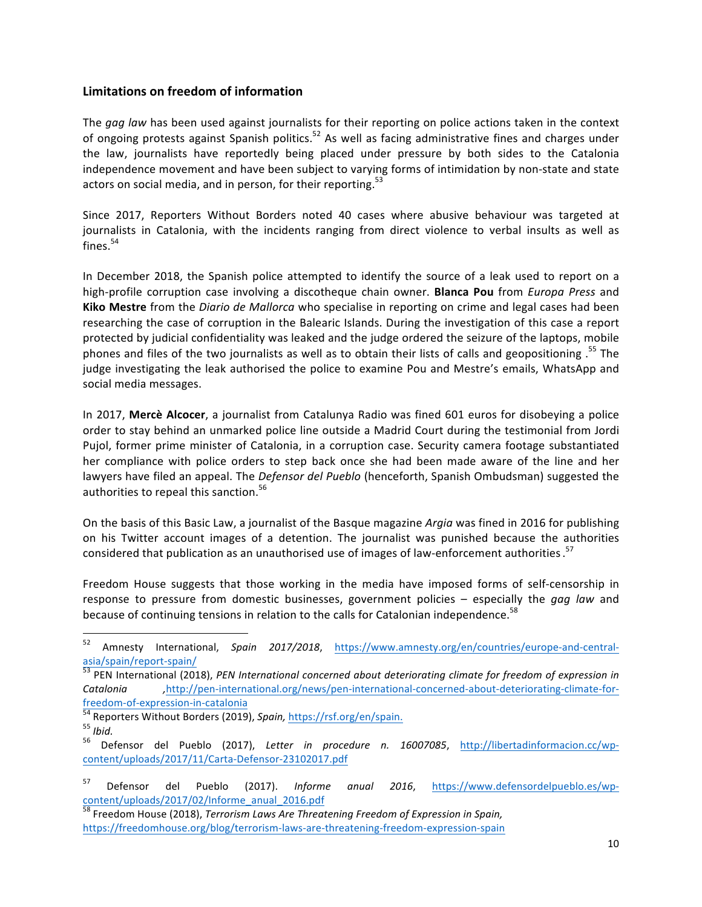## Limitations on freedom of information

The *gag law* has been used against journalists for their reporting on police actions taken in the context of ongoing protests against Spanish politics.[52] As well as facing administrative fines and charges under the law, journalists have reportedly being placed under pressure by both sides to the Catalonia independence movement and have been subject to varying forms of intimidation by non-state and state actors on social media, and in person, for their reporting.[53]

Since 2017, Reporters Without Borders noted 40 cases where abusive behaviour was targeted at journalists in Catalonia, with the incidents ranging from direct violence to verbal insults as well as fines.[54]

In December 2018, the Spanish police attempted to identify the source of a leak used to report on a high-profile corruption case involving a discotheque chain owner. **Blanca Pou** from *Europa Press* and **Kiko Mestre** from the *Diario de Mallorca* who specialise in reporting on crime and legal cases had been researching the case of corruption in the Balearic Islands. During the investigation of this case a report protected by judicial confidentiality was leaked and the judge ordered the seizure of the laptops, mobile phones and files of the two journalists as well as to obtain their lists of calls and geopositioning .[55] The judge investigating the leak authorised the police to examine Pou and Mestre's emails, WhatsApp and social media messages.

In 2017, **Mercè Alcocer**, a journalist from Catalunya Radio was fined 601 euros for disobeying a police order to stay behind an unmarked police line outside a Madrid Court during the testimonial from Jordi Pujol, former prime minister of Catalonia, in a corruption case. Security camera footage substantiated her compliance with police orders to step back once she had been made aware of the line and her lawyers have filed an appeal. The *Defensor del Pueblo* (henceforth, Spanish Ombudsman) suggested the authorities to repeal this sanction.[56]

On the basis of this Basic Law, a journalist of the Basque magazine *Argia* was fined in 2016 for publishing on his Twitter account images of a detention. The journalist was punished because the authorities considered that publication as an unauthorised use of images of law-enforcement authorities .[57]

Freedom House suggests that those working in the media have imposed forms of self-censorship in response to pressure from domestic businesses, government policies – especially the *gag law* and because of continuing tensions in relation to the calls for Catalonian independence.[58]

---

[52] Amnesty International, *Spain 2017/2018*, https://www.amnesty.org/en/countries/europe-and-central-asia/spain/report-spain/

[53] PEN International (2018), *PEN International concerned about deteriorating climate for freedom of expression in Catalonia* ,http://pen-international.org/news/pen-international-concerned-about-deteriorating-climate-for-freedom-of-expression-in-catalonia

[54] Reporters Without Borders (2019), *Spain,* https://rsf.org/en/spain.

[55] *Ibid.*

[56] Defensor del Pueblo (2017), *Letter in procedure n. 16007085*, http://libertadinformacion.cc/wp-content/uploads/2017/11/Carta-Defensor-23102017.pdf

[57] Defensor del Pueblo (2017). *Informe anual 2016*, https://www.defensordelpueblo.es/wp-content/uploads/2017/02/Informe_anual_2016.pdf

[58] Freedom House (2018), *Terrorism Laws Are Threatening Freedom of Expression in Spain,* https://freedomhouse.org/blog/terrorism-laws-are-threatening-freedom-expression-spain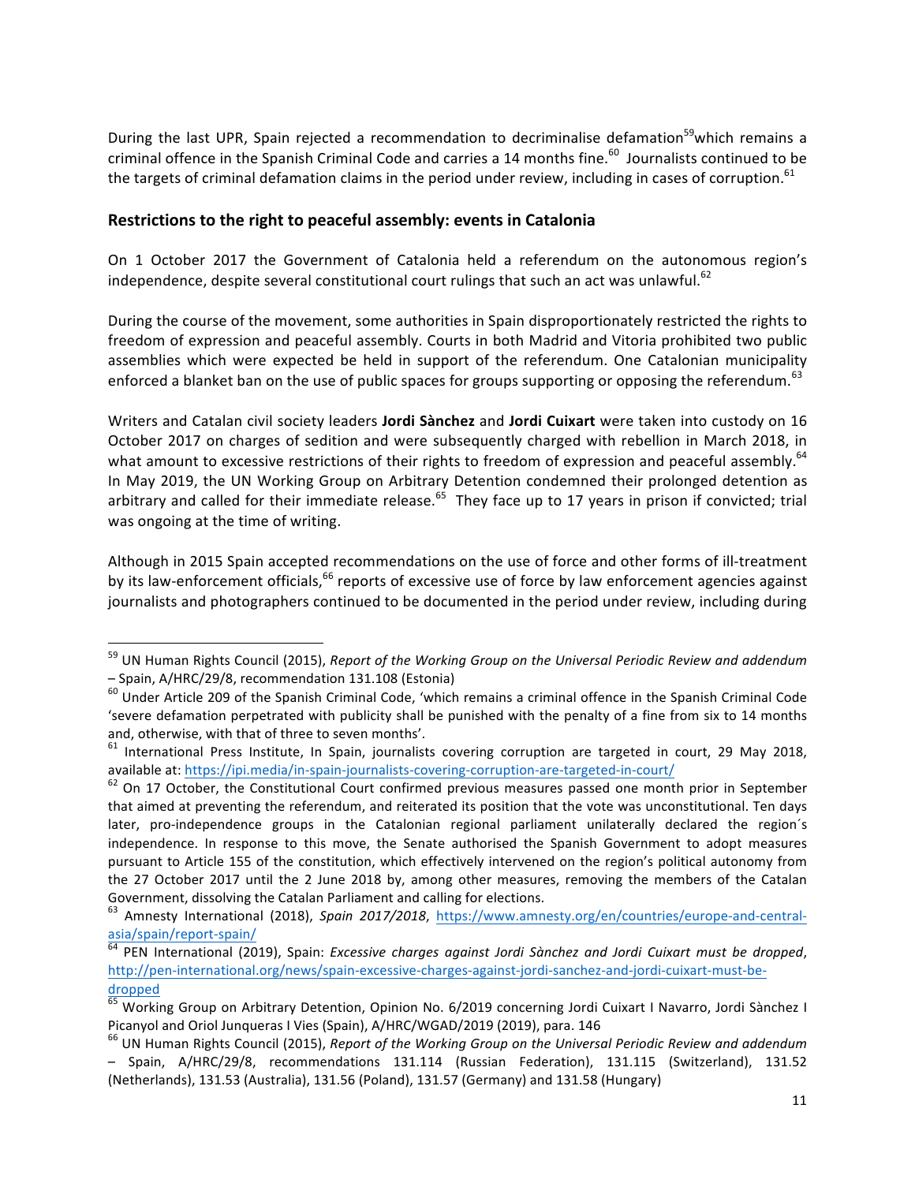During the last UPR, Spain rejected a recommendation to decriminalise defamation[59]which remains a criminal offence in the Spanish Criminal Code and carries a 14 months fine.[60] Journalists continued to be the targets of criminal defamation claims in the period under review, including in cases of corruption.[61]

## Restrictions to the right to peaceful assembly: events in Catalonia

On 1 October 2017 the Government of Catalonia held a referendum on the autonomous region's independence, despite several constitutional court rulings that such an act was unlawful.[62]

During the course of the movement, some authorities in Spain disproportionately restricted the rights to freedom of expression and peaceful assembly. Courts in both Madrid and Vitoria prohibited two public assemblies which were expected be held in support of the referendum. One Catalonian municipality enforced a blanket ban on the use of public spaces for groups supporting or opposing the referendum.[63]

Writers and Catalan civil society leaders **Jordi Sànchez** and **Jordi Cuixart** were taken into custody on 16 October 2017 on charges of sedition and were subsequently charged with rebellion in March 2018, in what amount to excessive restrictions of their rights to freedom of expression and peaceful assembly.[64] In May 2019, the UN Working Group on Arbitrary Detention condemned their prolonged detention as arbitrary and called for their immediate release.[65] They face up to 17 years in prison if convicted; trial was ongoing at the time of writing.

Although in 2015 Spain accepted recommendations on the use of force and other forms of ill-treatment by its law-enforcement officials,[66] reports of excessive use of force by law enforcement agencies against journalists and photographers continued to be documented in the period under review, including during

---

[59] UN Human Rights Council (2015), *Report of the Working Group on the Universal Periodic Review and addendum* – Spain, A/HRC/29/8, recommendation 131.108 (Estonia)

[60] Under Article 209 of the Spanish Criminal Code, 'which remains a criminal offence in the Spanish Criminal Code 'severe defamation perpetrated with publicity shall be punished with the penalty of a fine from six to 14 months and, otherwise, with that of three to seven months'.

[61] International Press Institute, In Spain, journalists covering corruption are targeted in court, 29 May 2018, available at: https://ipi.media/in-spain-journalists-covering-corruption-are-targeted-in-court/

[62] On 17 October, the Constitutional Court confirmed previous measures passed one month prior in September that aimed at preventing the referendum, and reiterated its position that the vote was unconstitutional. Ten days later, pro-independence groups in the Catalonian regional parliament unilaterally declared the region´s independence. In response to this move, the Senate authorised the Spanish Government to adopt measures pursuant to Article 155 of the constitution, which effectively intervened on the region's political autonomy from the 27 October 2017 until the 2 June 2018 by, among other measures, removing the members of the Catalan Government, dissolving the Catalan Parliament and calling for elections.

[63] Amnesty International (2018), *Spain 2017/2018*, https://www.amnesty.org/en/countries/europe-and-central-asia/spain/report-spain/

[64] PEN International (2019), Spain: *Excessive charges against Jordi Sànchez and Jordi Cuixart must be dropped*, http://pen-international.org/news/spain-excessive-charges-against-jordi-sanchez-and-jordi-cuixart-must-be-dropped

[65] Working Group on Arbitrary Detention, Opinion No. 6/2019 concerning Jordi Cuixart I Navarro, Jordi Sànchez I Picanyol and Oriol Junqueras I Vies (Spain), A/HRC/WGAD/2019 (2019), para. 146

[66] UN Human Rights Council (2015), *Report of the Working Group on the Universal Periodic Review and addendum* – Spain, A/HRC/29/8, recommendations 131.114 (Russian Federation), 131.115 (Switzerland), 131.52 (Netherlands), 131.53 (Australia), 131.56 (Poland), 131.57 (Germany) and 131.58 (Hungary)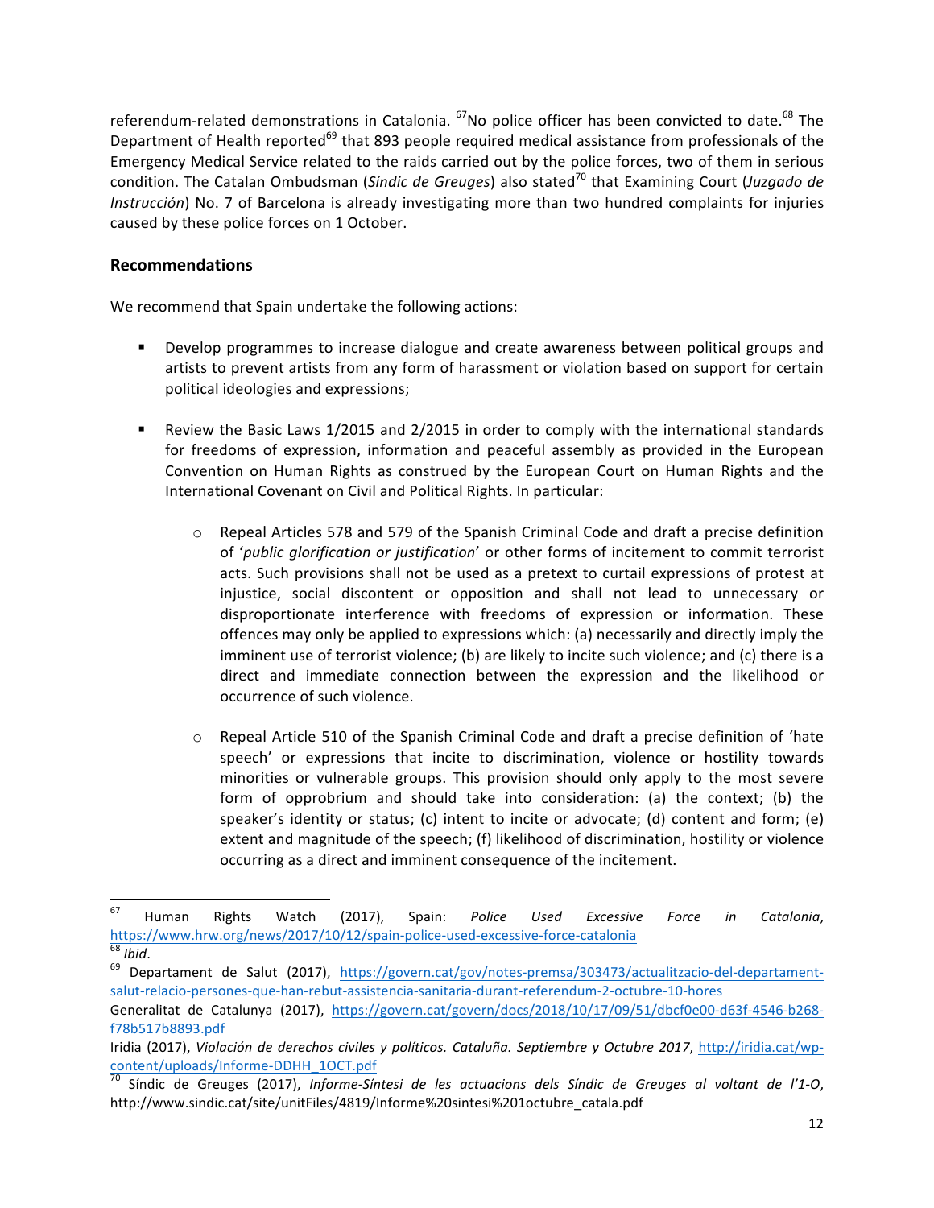referendum-related demonstrations in Catalonia. [67]No police officer has been convicted to date.[68] The Department of Health reported[69] that 893 people required medical assistance from professionals of the Emergency Medical Service related to the raids carried out by the police forces, two of them in serious condition. The Catalan Ombudsman (*Síndic de Greuges*) also stated[70] that Examining Court (*Juzgado de Instrucción*) No. 7 of Barcelona is already investigating more than two hundred complaints for injuries caused by these police forces on 1 October.

## Recommendations

We recommend that Spain undertake the following actions:

- Develop programmes to increase dialogue and create awareness between political groups and artists to prevent artists from any form of harassment or violation based on support for certain political ideologies and expressions;

- Review the Basic Laws 1/2015 and 2/2015 in order to comply with the international standards for freedoms of expression, information and peaceful assembly as provided in the European Convention on Human Rights as construed by the European Court on Human Rights and the International Covenant on Civil and Political Rights. In particular:

  - Repeal Articles 578 and 579 of the Spanish Criminal Code and draft a precise definition of '*public glorification or justification*' or other forms of incitement to commit terrorist acts. Such provisions shall not be used as a pretext to curtail expressions of protest at injustice, social discontent or opposition and shall not lead to unnecessary or disproportionate interference with freedoms of expression or information. These offences may only be applied to expressions which: (a) necessarily and directly imply the imminent use of terrorist violence; (b) are likely to incite such violence; and (c) there is a direct and immediate connection between the expression and the likelihood or occurrence of such violence.

  - Repeal Article 510 of the Spanish Criminal Code and draft a precise definition of 'hate speech' or expressions that incite to discrimination, violence or hostility towards minorities or vulnerable groups. This provision should only apply to the most severe form of opprobrium and should take into consideration: (a) the context; (b) the speaker's identity or status; (c) intent to incite or advocate; (d) content and form; (e) extent and magnitude of the speech; (f) likelihood of discrimination, hostility or violence occurring as a direct and imminent consequence of the incitement.

---

[67] Human Rights Watch (2017), Spain: *Police Used Excessive Force in Catalonia*, https://www.hrw.org/news/2017/10/12/spain-police-used-excessive-force-catalonia

[68] *Ibid*.

[69] Departament de Salut (2017), https://govern.cat/gov/notes-premsa/303473/actualitzacio-del-departament-salut-relacio-persones-que-han-rebut-assistencia-sanitaria-durant-referendum-2-octubre-10-hores

Generalitat de Catalunya (2017), https://govern.cat/govern/docs/2018/10/17/09/51/dbcf0e00-d63f-4546-b268-f78b517b8893.pdf

Iridia (2017), *Violación de derechos civiles y políticos. Cataluña. Septiembre y Octubre 2017*, http://iridia.cat/wp-content/uploads/Informe-DDHH_1OCT.pdf

[70] Síndic de Greuges (2017), *Informe-Síntesi de les actuacions dels Síndic de Greuges al voltant de l'1-O*, http://www.sindic.cat/site/unitFiles/4819/Informe%20sintesi%201octubre_catala.pdf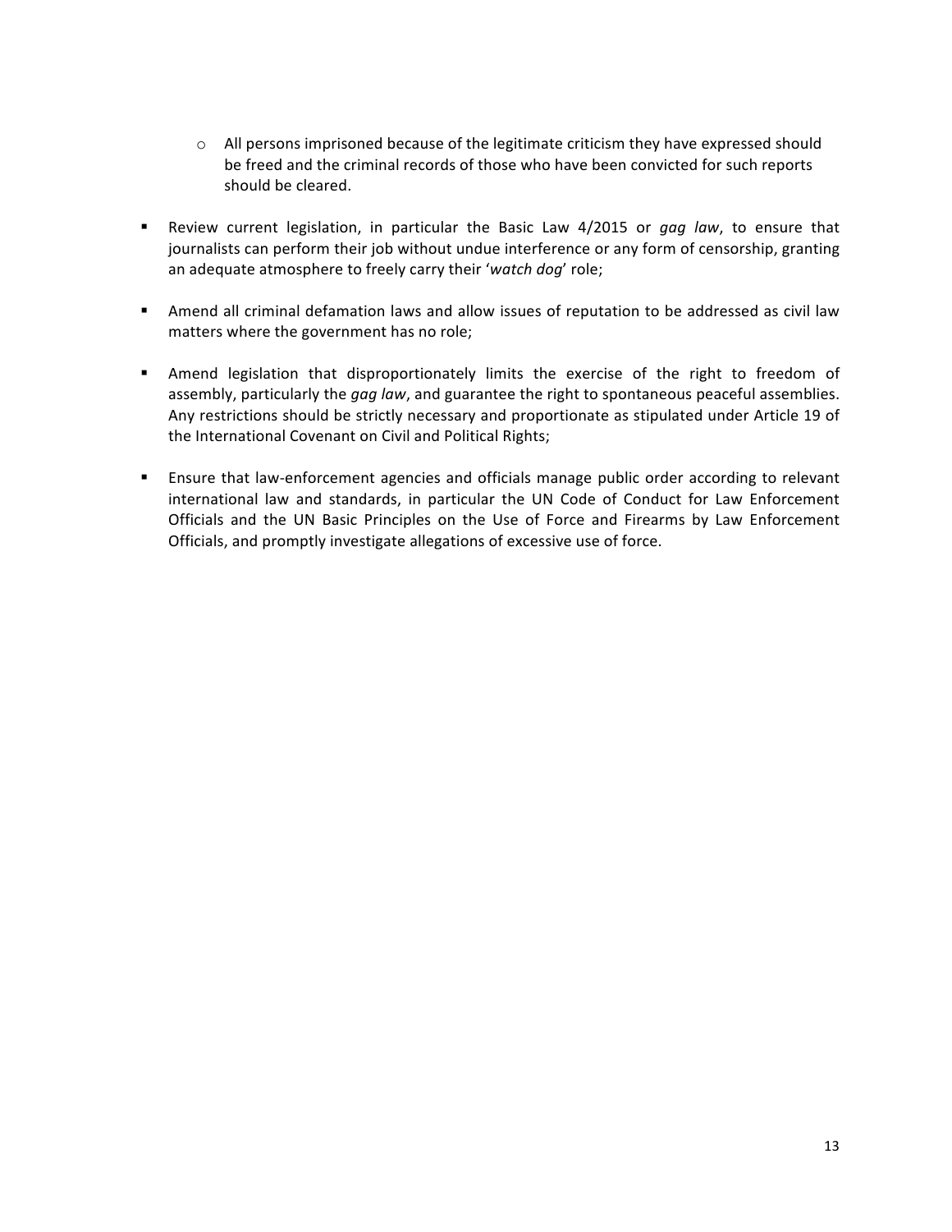- All persons imprisoned because of the legitimate criticism they have expressed should be freed and the criminal records of those who have been convicted for such reports should be cleared.

- Review current legislation, in particular the Basic Law 4/2015 or *gag law*, to ensure that journalists can perform their job without undue interference or any form of censorship, granting an adequate atmosphere to freely carry their '*watch dog*' role;

- Amend all criminal defamation laws and allow issues of reputation to be addressed as civil law matters where the government has no role;

- Amend legislation that disproportionately limits the exercise of the right to freedom of assembly, particularly the *gag law*, and guarantee the right to spontaneous peaceful assemblies. Any restrictions should be strictly necessary and proportionate as stipulated under Article 19 of the International Covenant on Civil and Political Rights;

- Ensure that law-enforcement agencies and officials manage public order according to relevant international law and standards, in particular the UN Code of Conduct for Law Enforcement Officials and the UN Basic Principles on the Use of Force and Firearms by Law Enforcement Officials, and promptly investigate allegations of excessive use of force.